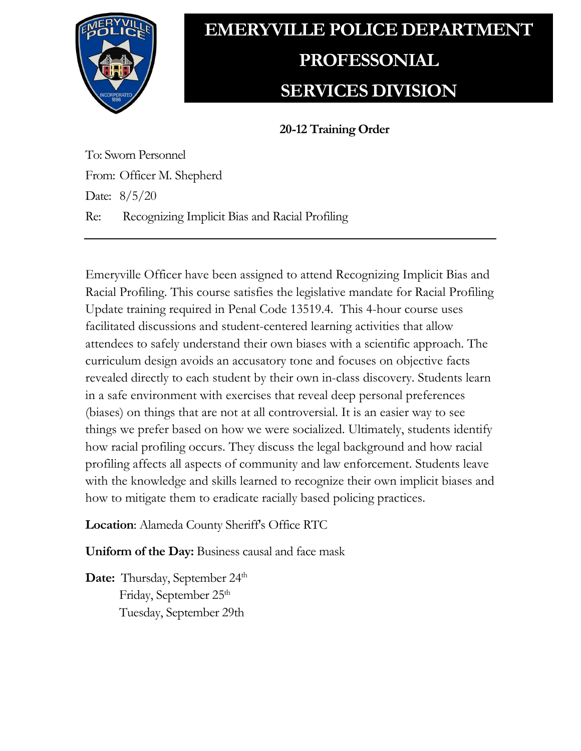# EMERYVILLE POLICE DEPARTMENT PROFESSONIAL SERVICES DIVISION

## 20-12 Training Order

To: Sworn Personnel

From: Officer M. Shepherd

Date: 8/5/20

Re: Recognizing Implicit Bias and Racial Profiling

---

Emeryville Officer have been assigned to attend Recognizing Implicit Bias and Racial Profiling. This course satisfies the legislative mandate for Racial Profiling Update training required in Penal Code 13519.4. This 4-hour course uses facilitated discussions and student-centered learning activities that allow attendees to safely understand their own biases with a scientific approach. The curriculum design avoids an accusatory tone and focuses on objective facts revealed directly to each student by their own in-class discovery. Students learn in a safe environment with exercises that reveal deep personal preferences (biases) on things that are not at all controversial. It is an easier way to see things we prefer based on how we were socialized. Ultimately, students identify how racial profiling occurs. They discuss the legal background and how racial profiling affects all aspects of community and law enforcement. Students leave with the knowledge and skills learned to recognize their own implicit biases and how to mitigate them to eradicate racially based policing practices.

**Location**: Alameda County Sheriff's Office RTC

**Uniform of the Day:** Business causal and face mask

**Date:** Thursday, September 24th
Friday, September 25th
Tuesday, September 29th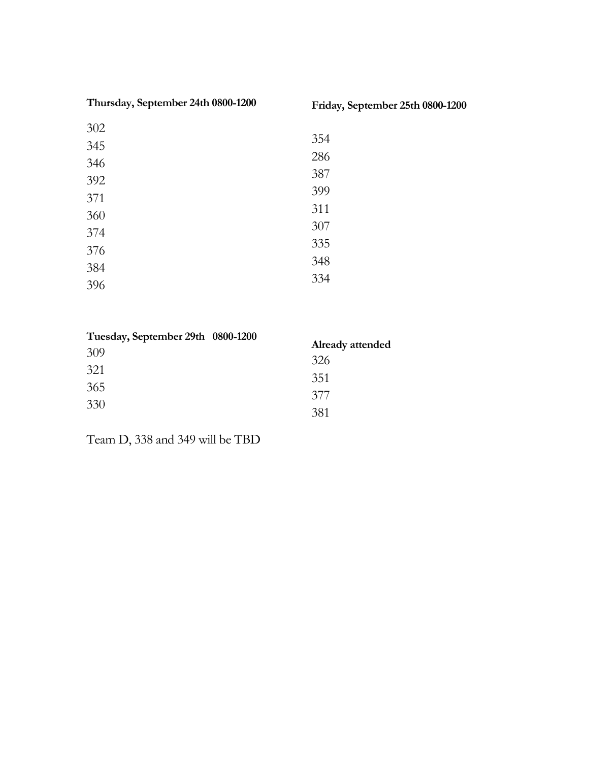**Thursday, September 24th 0800-1200**

302
345
346
392
371
360
374
376
384
396

**Friday, September 25th 0800-1200**

354
286
387
399
311
307
335
348
334

**Tuesday, September 29th 0800-1200**

309
321
365
330

**Already attended**

326
351
377
381

Team D, 338 and 349 will be TBD